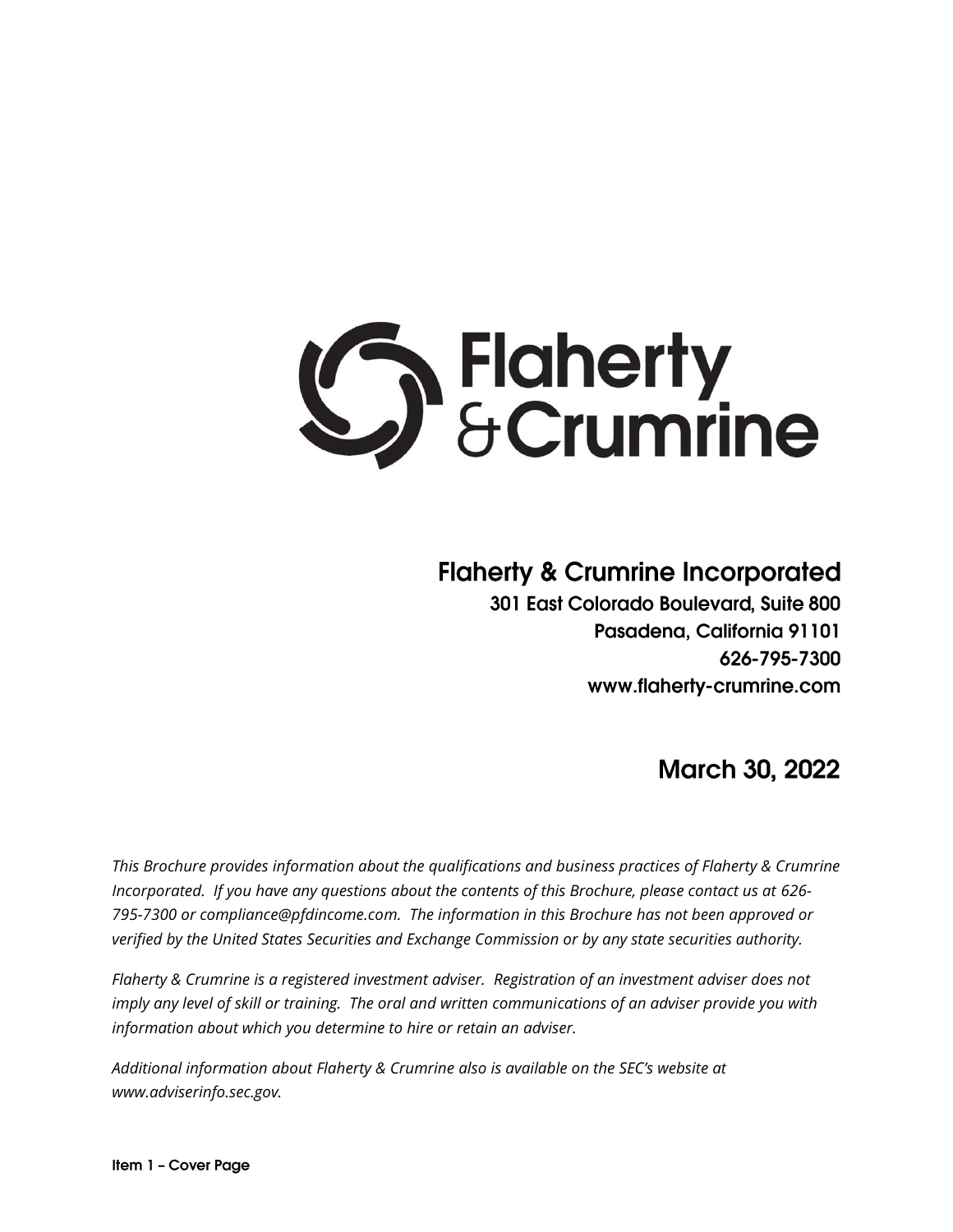# Flaherty & Crumrine Incorporated

301 East Colorado Boulevard, Suite 800
Pasadena, California 91101
626-795-7300
www.flaherty-crumrine.com

## March 30, 2022

*This Brochure provides information about the qualifications and business practices of Flaherty & Crumrine Incorporated. If you have any questions about the contents of this Brochure, please contact us at 626-795-7300 or compliance@pfdincome.com. The information in this Brochure has not been approved or verified by the United States Securities and Exchange Commission or by any state securities authority.*

*Flaherty & Crumrine is a registered investment adviser. Registration of an investment adviser does not imply any level of skill or training. The oral and written communications of an adviser provide you with information about which you determine to hire or retain an adviser.*

*Additional information about Flaherty & Crumrine also is available on the SEC's website at www.adviserinfo.sec.gov.*

**Item 1 – Cover Page**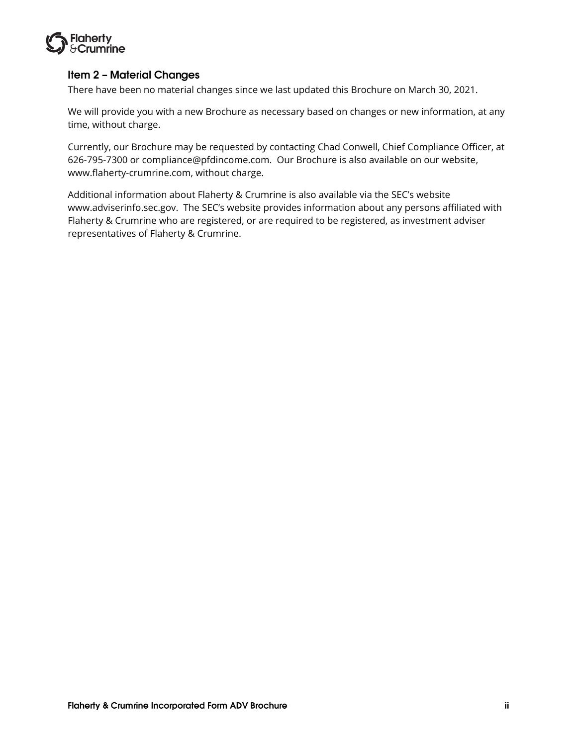## Item 2 – Material Changes

There have been no material changes since we last updated this Brochure on March 30, 2021.

We will provide you with a new Brochure as necessary based on changes or new information, at any time, without charge.

Currently, our Brochure may be requested by contacting Chad Conwell, Chief Compliance Officer, at 626-795-7300 or compliance@pfdincome.com. Our Brochure is also available on our website, www.flaherty-crumrine.com, without charge.

Additional information about Flaherty & Crumrine is also available via the SEC's website www.adviserinfo.sec.gov. The SEC's website provides information about any persons affiliated with Flaherty & Crumrine who are registered, or are required to be registered, as investment adviser representatives of Flaherty & Crumrine.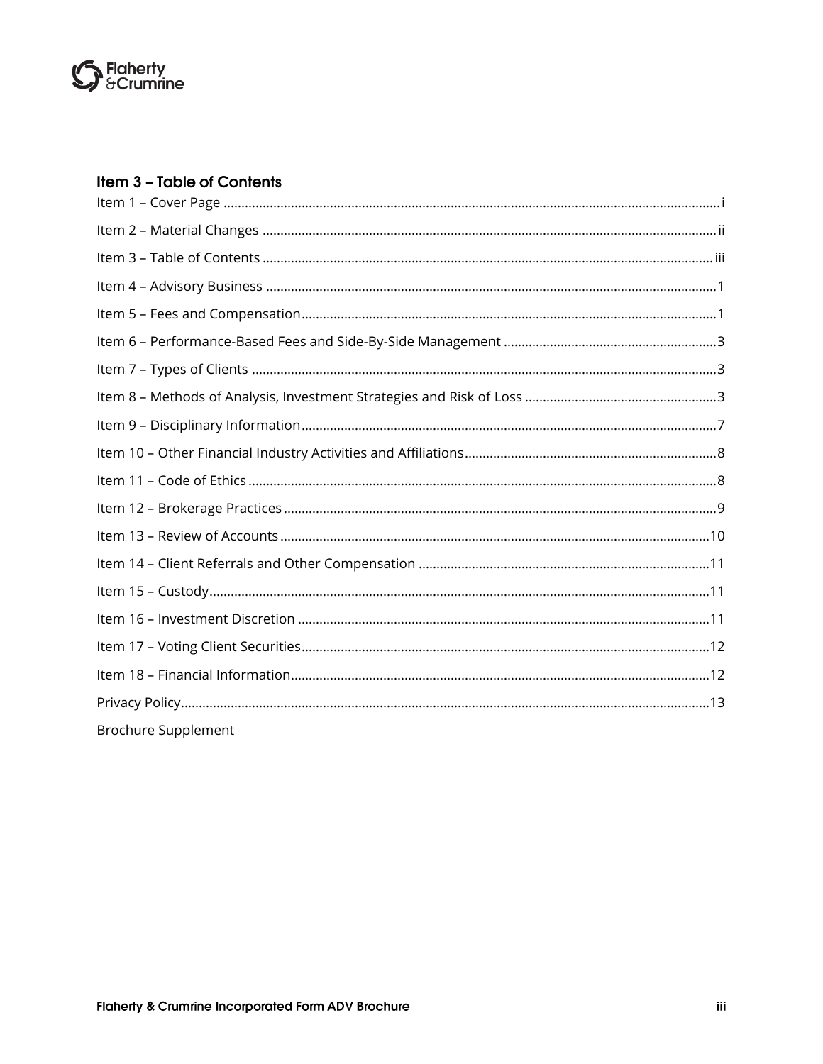## Item 3 – Table of Contents

Item 1 – Cover Page ... i

Item 2 – Material Changes ... ii

Item 3 – Table of Contents ... iii

Item 4 – Advisory Business ... 1

Item 5 – Fees and Compensation ... 1

Item 6 – Performance-Based Fees and Side-By-Side Management ... 3

Item 7 – Types of Clients ... 3

Item 8 – Methods of Analysis, Investment Strategies and Risk of Loss ... 3

Item 9 – Disciplinary Information ... 7

Item 10 – Other Financial Industry Activities and Affiliations ... 8

Item 11 – Code of Ethics ... 8

Item 12 – Brokerage Practices ... 9

Item 13 – Review of Accounts ... 10

Item 14 – Client Referrals and Other Compensation ... 11

Item 15 – Custody ... 11

Item 16 – Investment Discretion ... 11

Item 17 – Voting Client Securities ... 12

Item 18 – Financial Information ... 12

Privacy Policy ... 13

Brochure Supplement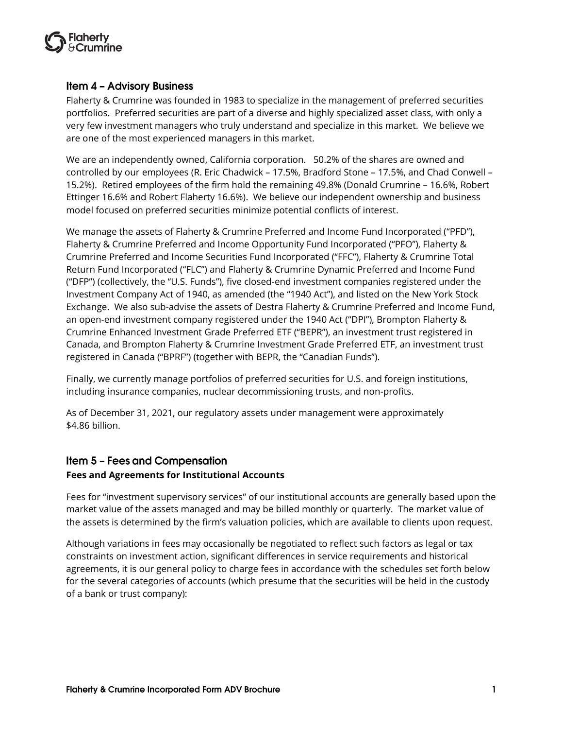## Item 4 – Advisory Business

Flaherty & Crumrine was founded in 1983 to specialize in the management of preferred securities portfolios. Preferred securities are part of a diverse and highly specialized asset class, with only a very few investment managers who truly understand and specialize in this market. We believe we are one of the most experienced managers in this market.

We are an independently owned, California corporation. 50.2% of the shares are owned and controlled by our employees (R. Eric Chadwick – 17.5%, Bradford Stone – 17.5%, and Chad Conwell – 15.2%). Retired employees of the firm hold the remaining 49.8% (Donald Crumrine – 16.6%, Robert Ettinger 16.6% and Robert Flaherty 16.6%). We believe our independent ownership and business model focused on preferred securities minimize potential conflicts of interest.

We manage the assets of Flaherty & Crumrine Preferred and Income Fund Incorporated ("PFD"), Flaherty & Crumrine Preferred and Income Opportunity Fund Incorporated ("PFO"), Flaherty & Crumrine Preferred and Income Securities Fund Incorporated ("FFC"), Flaherty & Crumrine Total Return Fund Incorporated ("FLC") and Flaherty & Crumrine Dynamic Preferred and Income Fund ("DFP") (collectively, the "U.S. Funds"), five closed-end investment companies registered under the Investment Company Act of 1940, as amended (the "1940 Act"), and listed on the New York Stock Exchange. We also sub-advise the assets of Destra Flaherty & Crumrine Preferred and Income Fund, an open-end investment company registered under the 1940 Act ("DPI"), Brompton Flaherty & Crumrine Enhanced Investment Grade Preferred ETF ("BEPR"), an investment trust registered in Canada, and Brompton Flaherty & Crumrine Investment Grade Preferred ETF, an investment trust registered in Canada ("BPRF") (together with BEPR, the "Canadian Funds").

Finally, we currently manage portfolios of preferred securities for U.S. and foreign institutions, including insurance companies, nuclear decommissioning trusts, and non-profits.

As of December 31, 2021, our regulatory assets under management were approximately $4.86 billion.

## Item 5 – Fees and Compensation

**Fees and Agreements for Institutional Accounts**

Fees for "investment supervisory services" of our institutional accounts are generally based upon the market value of the assets managed and may be billed monthly or quarterly. The market value of the assets is determined by the firm's valuation policies, which are available to clients upon request.

Although variations in fees may occasionally be negotiated to reflect such factors as legal or tax constraints on investment action, significant differences in service requirements and historical agreements, it is our general policy to charge fees in accordance with the schedules set forth below for the several categories of accounts (which presume that the securities will be held in the custody of a bank or trust company):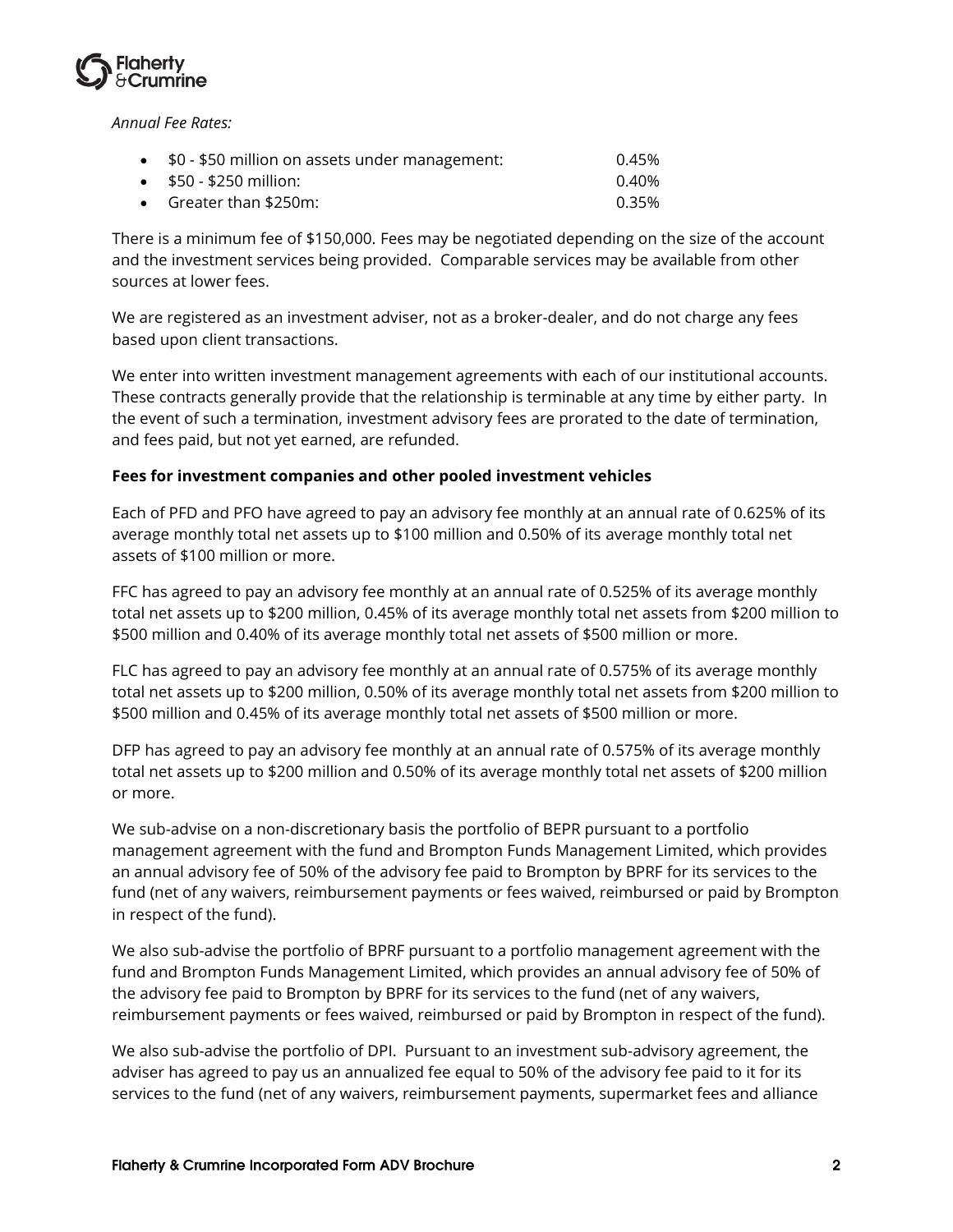*Annual Fee Rates:*

- \$0 - \$50 million on assets under management: 0.45%
- \$50 - \$250 million: 0.40%
- Greater than \$250m: 0.35%

There is a minimum fee of \$150,000. Fees may be negotiated depending on the size of the account and the investment services being provided. Comparable services may be available from other sources at lower fees.

We are registered as an investment adviser, not as a broker-dealer, and do not charge any fees based upon client transactions.

We enter into written investment management agreements with each of our institutional accounts. These contracts generally provide that the relationship is terminable at any time by either party. In the event of such a termination, investment advisory fees are prorated to the date of termination, and fees paid, but not yet earned, are refunded.

**Fees for investment companies and other pooled investment vehicles**

Each of PFD and PFO have agreed to pay an advisory fee monthly at an annual rate of 0.625% of its average monthly total net assets up to \$100 million and 0.50% of its average monthly total net assets of \$100 million or more.

FFC has agreed to pay an advisory fee monthly at an annual rate of 0.525% of its average monthly total net assets up to \$200 million, 0.45% of its average monthly total net assets from \$200 million to \$500 million and 0.40% of its average monthly total net assets of \$500 million or more.

FLC has agreed to pay an advisory fee monthly at an annual rate of 0.575% of its average monthly total net assets up to \$200 million, 0.50% of its average monthly total net assets from \$200 million to \$500 million and 0.45% of its average monthly total net assets of \$500 million or more.

DFP has agreed to pay an advisory fee monthly at an annual rate of 0.575% of its average monthly total net assets up to \$200 million and 0.50% of its average monthly total net assets of \$200 million or more.

We sub-advise on a non-discretionary basis the portfolio of BEPR pursuant to a portfolio management agreement with the fund and Brompton Funds Management Limited, which provides an annual advisory fee of 50% of the advisory fee paid to Brompton by BPRF for its services to the fund (net of any waivers, reimbursement payments or fees waived, reimbursed or paid by Brompton in respect of the fund).

We also sub-advise the portfolio of BPRF pursuant to a portfolio management agreement with the fund and Brompton Funds Management Limited, which provides an annual advisory fee of 50% of the advisory fee paid to Brompton by BPRF for its services to the fund (net of any waivers, reimbursement payments or fees waived, reimbursed or paid by Brompton in respect of the fund).

We also sub-advise the portfolio of DPI. Pursuant to an investment sub-advisory agreement, the adviser has agreed to pay us an annualized fee equal to 50% of the advisory fee paid to it for its services to the fund (net of any waivers, reimbursement payments, supermarket fees and alliance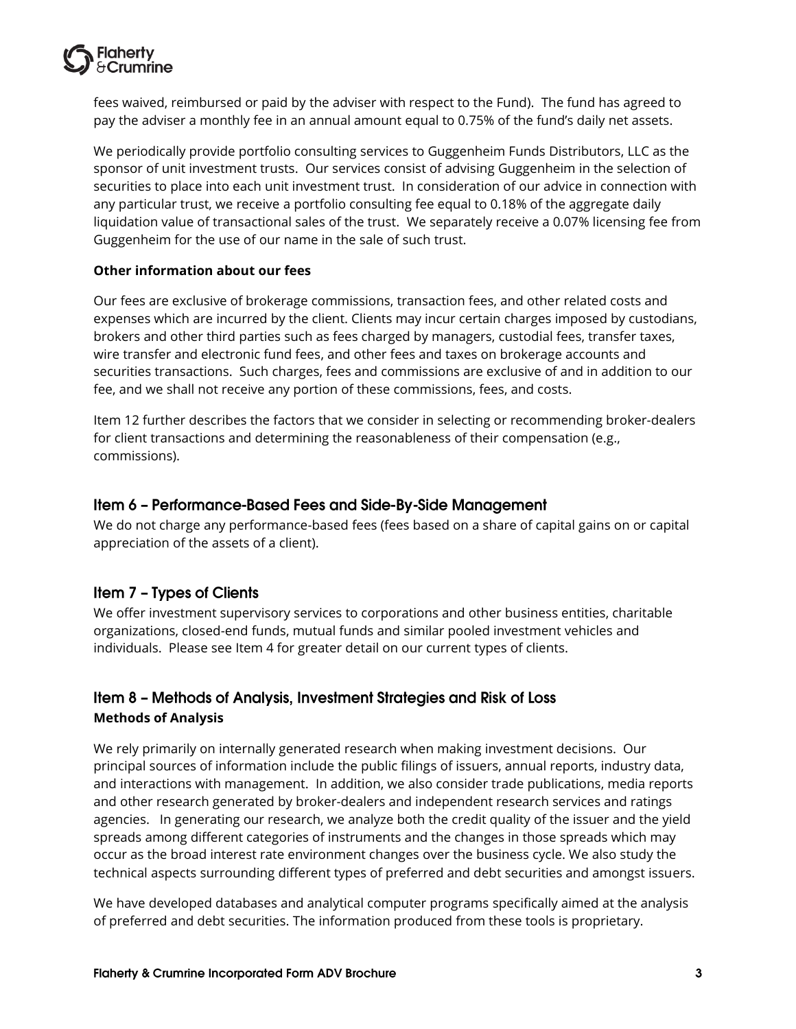fees waived, reimbursed or paid by the adviser with respect to the Fund). The fund has agreed to pay the adviser a monthly fee in an annual amount equal to 0.75% of the fund's daily net assets.

We periodically provide portfolio consulting services to Guggenheim Funds Distributors, LLC as the sponsor of unit investment trusts. Our services consist of advising Guggenheim in the selection of securities to place into each unit investment trust. In consideration of our advice in connection with any particular trust, we receive a portfolio consulting fee equal to 0.18% of the aggregate daily liquidation value of transactional sales of the trust. We separately receive a 0.07% licensing fee from Guggenheim for the use of our name in the sale of such trust.

**Other information about our fees**

Our fees are exclusive of brokerage commissions, transaction fees, and other related costs and expenses which are incurred by the client. Clients may incur certain charges imposed by custodians, brokers and other third parties such as fees charged by managers, custodial fees, transfer taxes, wire transfer and electronic fund fees, and other fees and taxes on brokerage accounts and securities transactions. Such charges, fees and commissions are exclusive of and in addition to our fee, and we shall not receive any portion of these commissions, fees, and costs.

Item 12 further describes the factors that we consider in selecting or recommending broker-dealers for client transactions and determining the reasonableness of their compensation (e.g., commissions).

## Item 6 – Performance-Based Fees and Side-By-Side Management

We do not charge any performance-based fees (fees based on a share of capital gains on or capital appreciation of the assets of a client).

## Item 7 – Types of Clients

We offer investment supervisory services to corporations and other business entities, charitable organizations, closed-end funds, mutual funds and similar pooled investment vehicles and individuals. Please see Item 4 for greater detail on our current types of clients.

## Item 8 – Methods of Analysis, Investment Strategies and Risk of Loss

**Methods of Analysis**

We rely primarily on internally generated research when making investment decisions. Our principal sources of information include the public filings of issuers, annual reports, industry data, and interactions with management. In addition, we also consider trade publications, media reports and other research generated by broker-dealers and independent research services and ratings agencies. In generating our research, we analyze both the credit quality of the issuer and the yield spreads among different categories of instruments and the changes in those spreads which may occur as the broad interest rate environment changes over the business cycle. We also study the technical aspects surrounding different types of preferred and debt securities and amongst issuers.

We have developed databases and analytical computer programs specifically aimed at the analysis of preferred and debt securities. The information produced from these tools is proprietary.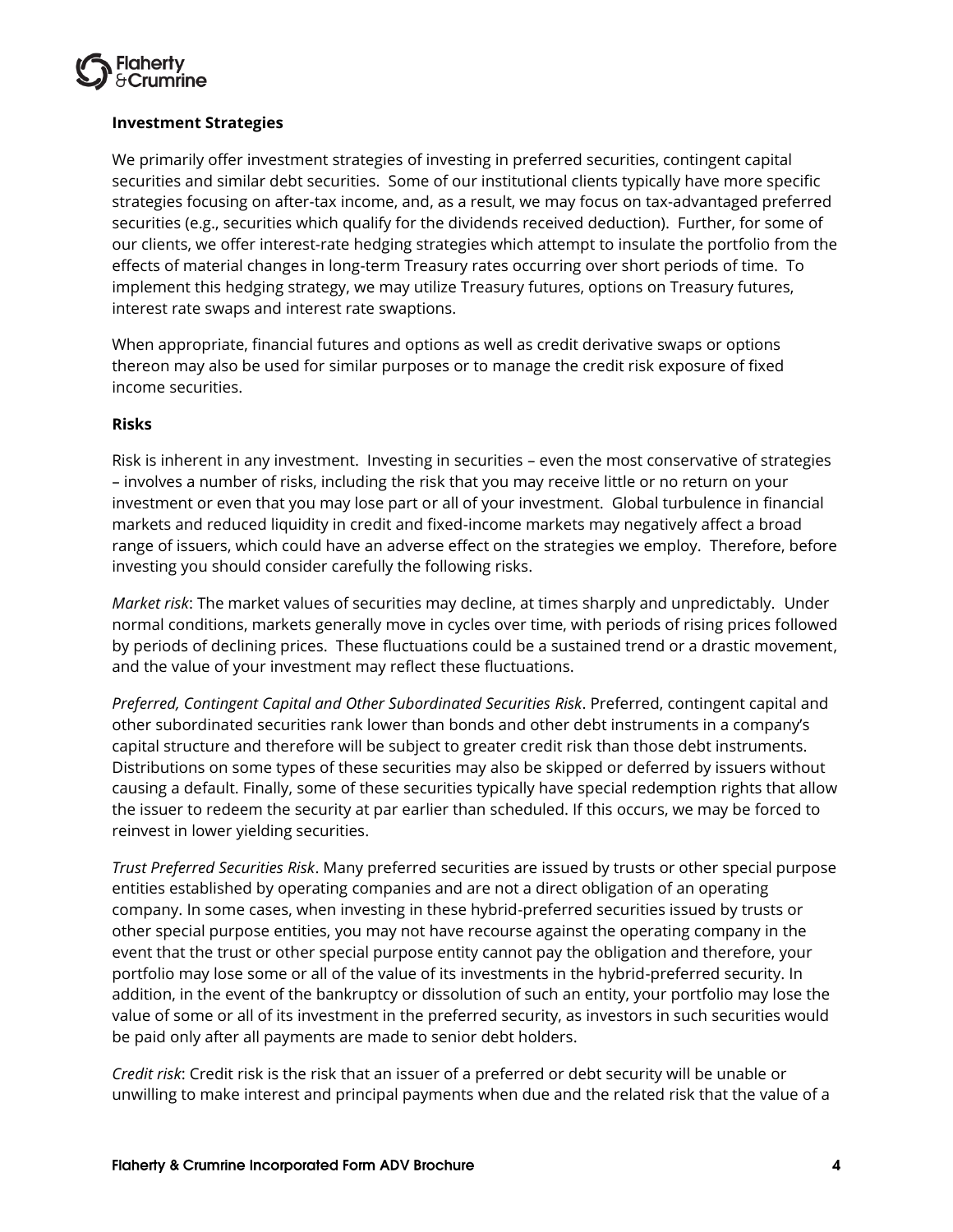### Investment Strategies

We primarily offer investment strategies of investing in preferred securities, contingent capital securities and similar debt securities. Some of our institutional clients typically have more specific strategies focusing on after-tax income, and, as a result, we may focus on tax-advantaged preferred securities (e.g., securities which qualify for the dividends received deduction). Further, for some of our clients, we offer interest-rate hedging strategies which attempt to insulate the portfolio from the effects of material changes in long-term Treasury rates occurring over short periods of time. To implement this hedging strategy, we may utilize Treasury futures, options on Treasury futures, interest rate swaps and interest rate swaptions.

When appropriate, financial futures and options as well as credit derivative swaps or options thereon may also be used for similar purposes or to manage the credit risk exposure of fixed income securities.

### Risks

Risk is inherent in any investment. Investing in securities – even the most conservative of strategies – involves a number of risks, including the risk that you may receive little or no return on your investment or even that you may lose part or all of your investment. Global turbulence in financial markets and reduced liquidity in credit and fixed-income markets may negatively affect a broad range of issuers, which could have an adverse effect on the strategies we employ. Therefore, before investing you should consider carefully the following risks.

*Market risk*: The market values of securities may decline, at times sharply and unpredictably. Under normal conditions, markets generally move in cycles over time, with periods of rising prices followed by periods of declining prices. These fluctuations could be a sustained trend or a drastic movement, and the value of your investment may reflect these fluctuations.

*Preferred, Contingent Capital and Other Subordinated Securities Risk*. Preferred, contingent capital and other subordinated securities rank lower than bonds and other debt instruments in a company's capital structure and therefore will be subject to greater credit risk than those debt instruments. Distributions on some types of these securities may also be skipped or deferred by issuers without causing a default. Finally, some of these securities typically have special redemption rights that allow the issuer to redeem the security at par earlier than scheduled. If this occurs, we may be forced to reinvest in lower yielding securities.

*Trust Preferred Securities Risk*. Many preferred securities are issued by trusts or other special purpose entities established by operating companies and are not a direct obligation of an operating company. In some cases, when investing in these hybrid-preferred securities issued by trusts or other special purpose entities, you may not have recourse against the operating company in the event that the trust or other special purpose entity cannot pay the obligation and therefore, your portfolio may lose some or all of the value of its investments in the hybrid-preferred security. In addition, in the event of the bankruptcy or dissolution of such an entity, your portfolio may lose the value of some or all of its investment in the preferred security, as investors in such securities would be paid only after all payments are made to senior debt holders.

*Credit risk*: Credit risk is the risk that an issuer of a preferred or debt security will be unable or unwilling to make interest and principal payments when due and the related risk that the value of a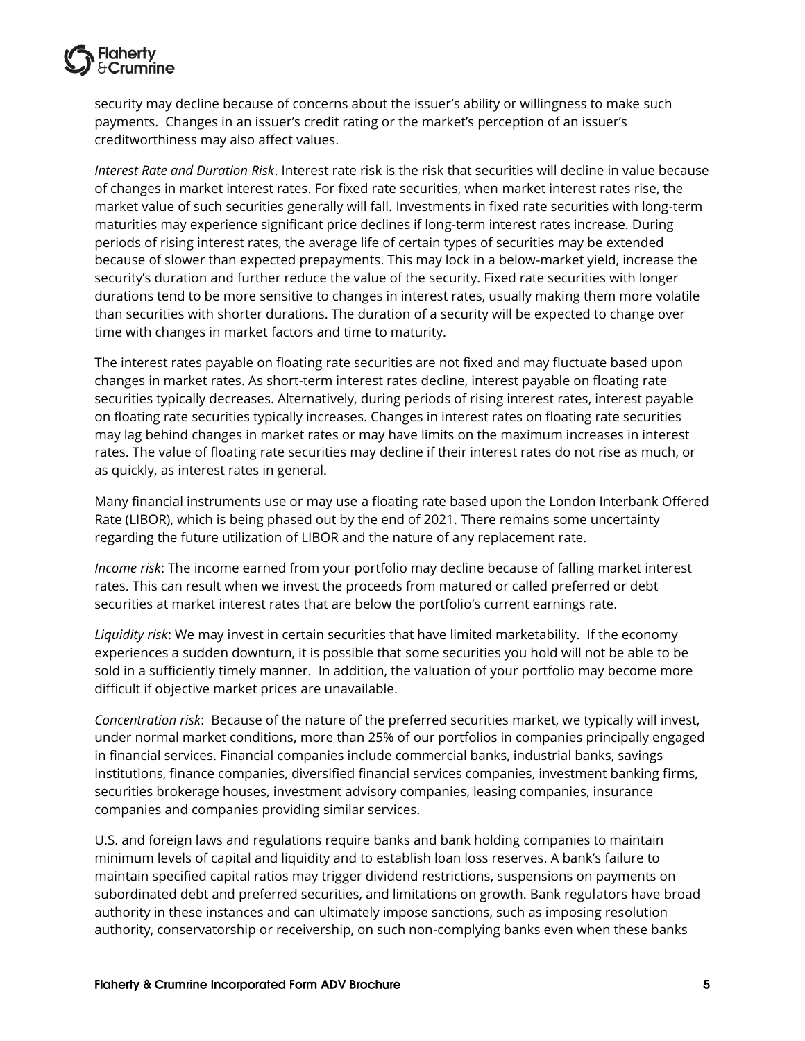security may decline because of concerns about the issuer's ability or willingness to make such payments. Changes in an issuer's credit rating or the market's perception of an issuer's creditworthiness may also affect values.

*Interest Rate and Duration Risk*. Interest rate risk is the risk that securities will decline in value because of changes in market interest rates. For fixed rate securities, when market interest rates rise, the market value of such securities generally will fall. Investments in fixed rate securities with long-term maturities may experience significant price declines if long-term interest rates increase. During periods of rising interest rates, the average life of certain types of securities may be extended because of slower than expected prepayments. This may lock in a below-market yield, increase the security's duration and further reduce the value of the security. Fixed rate securities with longer durations tend to be more sensitive to changes in interest rates, usually making them more volatile than securities with shorter durations. The duration of a security will be expected to change over time with changes in market factors and time to maturity.

The interest rates payable on floating rate securities are not fixed and may fluctuate based upon changes in market rates. As short-term interest rates decline, interest payable on floating rate securities typically decreases. Alternatively, during periods of rising interest rates, interest payable on floating rate securities typically increases. Changes in interest rates on floating rate securities may lag behind changes in market rates or may have limits on the maximum increases in interest rates. The value of floating rate securities may decline if their interest rates do not rise as much, or as quickly, as interest rates in general.

Many financial instruments use or may use a floating rate based upon the London Interbank Offered Rate (LIBOR), which is being phased out by the end of 2021. There remains some uncertainty regarding the future utilization of LIBOR and the nature of any replacement rate.

*Income risk*: The income earned from your portfolio may decline because of falling market interest rates. This can result when we invest the proceeds from matured or called preferred or debt securities at market interest rates that are below the portfolio's current earnings rate.

*Liquidity risk*: We may invest in certain securities that have limited marketability. If the economy experiences a sudden downturn, it is possible that some securities you hold will not be able to be sold in a sufficiently timely manner. In addition, the valuation of your portfolio may become more difficult if objective market prices are unavailable.

*Concentration risk*: Because of the nature of the preferred securities market, we typically will invest, under normal market conditions, more than 25% of our portfolios in companies principally engaged in financial services. Financial companies include commercial banks, industrial banks, savings institutions, finance companies, diversified financial services companies, investment banking firms, securities brokerage houses, investment advisory companies, leasing companies, insurance companies and companies providing similar services.

U.S. and foreign laws and regulations require banks and bank holding companies to maintain minimum levels of capital and liquidity and to establish loan loss reserves. A bank's failure to maintain specified capital ratios may trigger dividend restrictions, suspensions on payments on subordinated debt and preferred securities, and limitations on growth. Bank regulators have broad authority in these instances and can ultimately impose sanctions, such as imposing resolution authority, conservatorship or receivership, on such non-complying banks even when these banks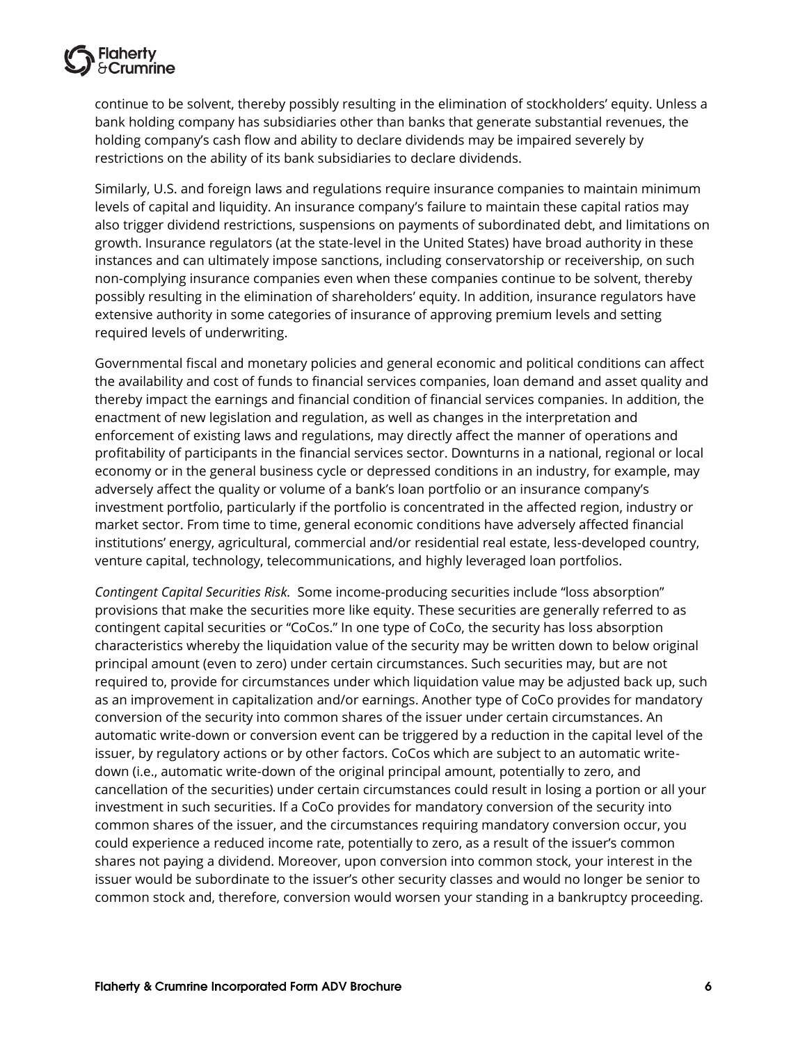continue to be solvent, thereby possibly resulting in the elimination of stockholders' equity. Unless a bank holding company has subsidiaries other than banks that generate substantial revenues, the holding company's cash flow and ability to declare dividends may be impaired severely by restrictions on the ability of its bank subsidiaries to declare dividends.

Similarly, U.S. and foreign laws and regulations require insurance companies to maintain minimum levels of capital and liquidity. An insurance company's failure to maintain these capital ratios may also trigger dividend restrictions, suspensions on payments of subordinated debt, and limitations on growth. Insurance regulators (at the state-level in the United States) have broad authority in these instances and can ultimately impose sanctions, including conservatorship or receivership, on such non-complying insurance companies even when these companies continue to be solvent, thereby possibly resulting in the elimination of shareholders' equity. In addition, insurance regulators have extensive authority in some categories of insurance of approving premium levels and setting required levels of underwriting.

Governmental fiscal and monetary policies and general economic and political conditions can affect the availability and cost of funds to financial services companies, loan demand and asset quality and thereby impact the earnings and financial condition of financial services companies. In addition, the enactment of new legislation and regulation, as well as changes in the interpretation and enforcement of existing laws and regulations, may directly affect the manner of operations and profitability of participants in the financial services sector. Downturns in a national, regional or local economy or in the general business cycle or depressed conditions in an industry, for example, may adversely affect the quality or volume of a bank's loan portfolio or an insurance company's investment portfolio, particularly if the portfolio is concentrated in the affected region, industry or market sector. From time to time, general economic conditions have adversely affected financial institutions' energy, agricultural, commercial and/or residential real estate, less-developed country, venture capital, technology, telecommunications, and highly leveraged loan portfolios.

*Contingent Capital Securities Risk.* Some income-producing securities include "loss absorption" provisions that make the securities more like equity. These securities are generally referred to as contingent capital securities or "CoCos." In one type of CoCo, the security has loss absorption characteristics whereby the liquidation value of the security may be written down to below original principal amount (even to zero) under certain circumstances. Such securities may, but are not required to, provide for circumstances under which liquidation value may be adjusted back up, such as an improvement in capitalization and/or earnings. Another type of CoCo provides for mandatory conversion of the security into common shares of the issuer under certain circumstances. An automatic write-down or conversion event can be triggered by a reduction in the capital level of the issuer, by regulatory actions or by other factors. CoCos which are subject to an automatic write-down (i.e., automatic write-down of the original principal amount, potentially to zero, and cancellation of the securities) under certain circumstances could result in losing a portion or all your investment in such securities. If a CoCo provides for mandatory conversion of the security into common shares of the issuer, and the circumstances requiring mandatory conversion occur, you could experience a reduced income rate, potentially to zero, as a result of the issuer's common shares not paying a dividend. Moreover, upon conversion into common stock, your interest in the issuer would be subordinate to the issuer's other security classes and would no longer be senior to common stock and, therefore, conversion would worsen your standing in a bankruptcy proceeding.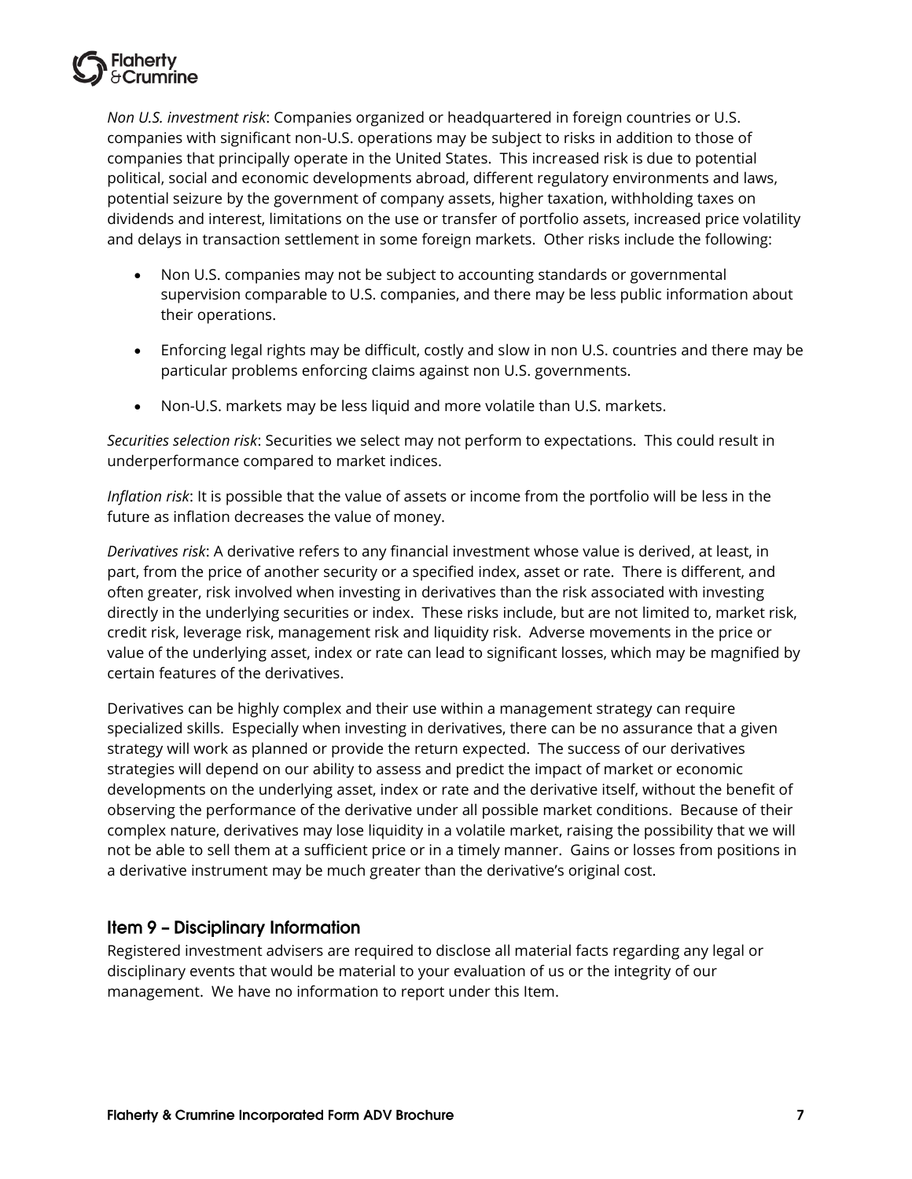*Non U.S. investment risk*: Companies organized or headquartered in foreign countries or U.S. companies with significant non-U.S. operations may be subject to risks in addition to those of companies that principally operate in the United States. This increased risk is due to potential political, social and economic developments abroad, different regulatory environments and laws, potential seizure by the government of company assets, higher taxation, withholding taxes on dividends and interest, limitations on the use or transfer of portfolio assets, increased price volatility and delays in transaction settlement in some foreign markets. Other risks include the following:

- Non U.S. companies may not be subject to accounting standards or governmental supervision comparable to U.S. companies, and there may be less public information about their operations.
- Enforcing legal rights may be difficult, costly and slow in non U.S. countries and there may be particular problems enforcing claims against non U.S. governments.
- Non-U.S. markets may be less liquid and more volatile than U.S. markets.

*Securities selection risk*: Securities we select may not perform to expectations. This could result in underperformance compared to market indices.

*Inflation risk*: It is possible that the value of assets or income from the portfolio will be less in the future as inflation decreases the value of money.

*Derivatives risk*: A derivative refers to any financial investment whose value is derived, at least, in part, from the price of another security or a specified index, asset or rate. There is different, and often greater, risk involved when investing in derivatives than the risk associated with investing directly in the underlying securities or index. These risks include, but are not limited to, market risk, credit risk, leverage risk, management risk and liquidity risk. Adverse movements in the price or value of the underlying asset, index or rate can lead to significant losses, which may be magnified by certain features of the derivatives.

Derivatives can be highly complex and their use within a management strategy can require specialized skills. Especially when investing in derivatives, there can be no assurance that a given strategy will work as planned or provide the return expected. The success of our derivatives strategies will depend on our ability to assess and predict the impact of market or economic developments on the underlying asset, index or rate and the derivative itself, without the benefit of observing the performance of the derivative under all possible market conditions. Because of their complex nature, derivatives may lose liquidity in a volatile market, raising the possibility that we will not be able to sell them at a sufficient price or in a timely manner. Gains or losses from positions in a derivative instrument may be much greater than the derivative's original cost.

## Item 9 – Disciplinary Information

Registered investment advisers are required to disclose all material facts regarding any legal or disciplinary events that would be material to your evaluation of us or the integrity of our management. We have no information to report under this Item.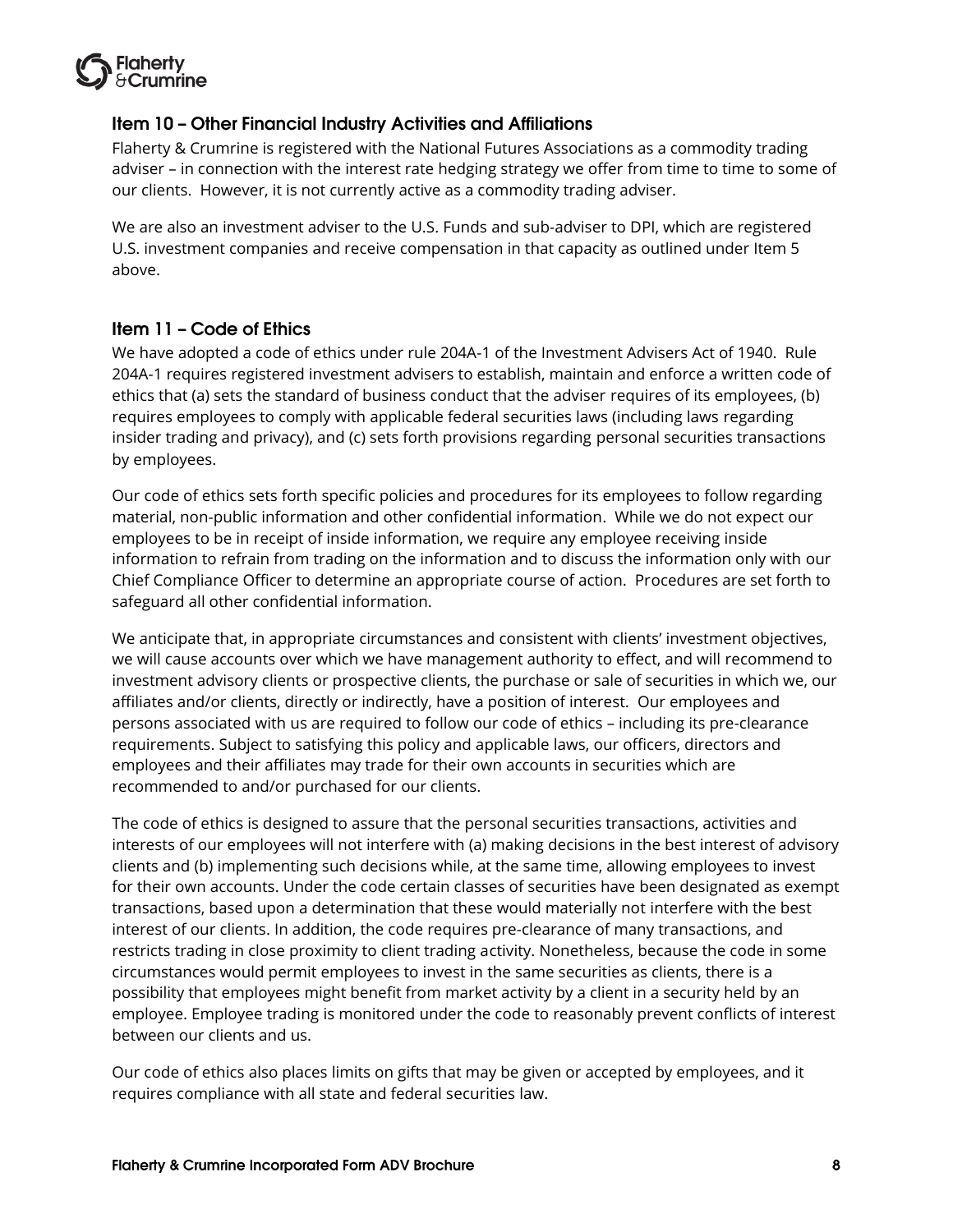## Item 10 – Other Financial Industry Activities and Affiliations

Flaherty & Crumrine is registered with the National Futures Associations as a commodity trading adviser – in connection with the interest rate hedging strategy we offer from time to time to some of our clients. However, it is not currently active as a commodity trading adviser.

We are also an investment adviser to the U.S. Funds and sub-adviser to DPI, which are registered U.S. investment companies and receive compensation in that capacity as outlined under Item 5 above.

## Item 11 – Code of Ethics

We have adopted a code of ethics under rule 204A-1 of the Investment Advisers Act of 1940. Rule 204A-1 requires registered investment advisers to establish, maintain and enforce a written code of ethics that (a) sets the standard of business conduct that the adviser requires of its employees, (b) requires employees to comply with applicable federal securities laws (including laws regarding insider trading and privacy), and (c) sets forth provisions regarding personal securities transactions by employees.

Our code of ethics sets forth specific policies and procedures for its employees to follow regarding material, non-public information and other confidential information. While we do not expect our employees to be in receipt of inside information, we require any employee receiving inside information to refrain from trading on the information and to discuss the information only with our Chief Compliance Officer to determine an appropriate course of action. Procedures are set forth to safeguard all other confidential information.

We anticipate that, in appropriate circumstances and consistent with clients' investment objectives, we will cause accounts over which we have management authority to effect, and will recommend to investment advisory clients or prospective clients, the purchase or sale of securities in which we, our affiliates and/or clients, directly or indirectly, have a position of interest. Our employees and persons associated with us are required to follow our code of ethics – including its pre-clearance requirements. Subject to satisfying this policy and applicable laws, our officers, directors and employees and their affiliates may trade for their own accounts in securities which are recommended to and/or purchased for our clients.

The code of ethics is designed to assure that the personal securities transactions, activities and interests of our employees will not interfere with (a) making decisions in the best interest of advisory clients and (b) implementing such decisions while, at the same time, allowing employees to invest for their own accounts. Under the code certain classes of securities have been designated as exempt transactions, based upon a determination that these would materially not interfere with the best interest of our clients. In addition, the code requires pre-clearance of many transactions, and restricts trading in close proximity to client trading activity. Nonetheless, because the code in some circumstances would permit employees to invest in the same securities as clients, there is a possibility that employees might benefit from market activity by a client in a security held by an employee. Employee trading is monitored under the code to reasonably prevent conflicts of interest between our clients and us.

Our code of ethics also places limits on gifts that may be given or accepted by employees, and it requires compliance with all state and federal securities law.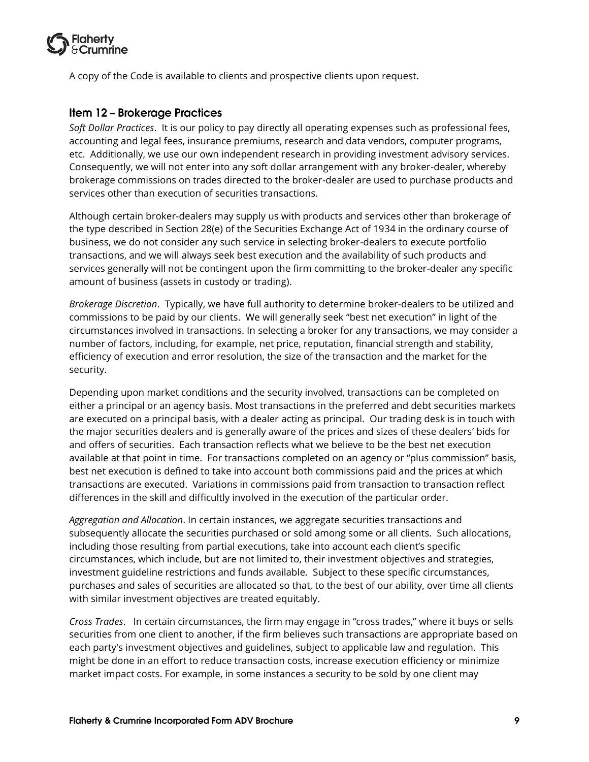A copy of the Code is available to clients and prospective clients upon request.

## Item 12 – Brokerage Practices

*Soft Dollar Practices*. It is our policy to pay directly all operating expenses such as professional fees, accounting and legal fees, insurance premiums, research and data vendors, computer programs, etc. Additionally, we use our own independent research in providing investment advisory services. Consequently, we will not enter into any soft dollar arrangement with any broker-dealer, whereby brokerage commissions on trades directed to the broker-dealer are used to purchase products and services other than execution of securities transactions.

Although certain broker-dealers may supply us with products and services other than brokerage of the type described in Section 28(e) of the Securities Exchange Act of 1934 in the ordinary course of business, we do not consider any such service in selecting broker-dealers to execute portfolio transactions, and we will always seek best execution and the availability of such products and services generally will not be contingent upon the firm committing to the broker-dealer any specific amount of business (assets in custody or trading).

*Brokerage Discretion*. Typically, we have full authority to determine broker-dealers to be utilized and commissions to be paid by our clients. We will generally seek "best net execution" in light of the circumstances involved in transactions. In selecting a broker for any transactions, we may consider a number of factors, including, for example, net price, reputation, financial strength and stability, efficiency of execution and error resolution, the size of the transaction and the market for the security.

Depending upon market conditions and the security involved, transactions can be completed on either a principal or an agency basis. Most transactions in the preferred and debt securities markets are executed on a principal basis, with a dealer acting as principal. Our trading desk is in touch with the major securities dealers and is generally aware of the prices and sizes of these dealers' bids for and offers of securities. Each transaction reflects what we believe to be the best net execution available at that point in time. For transactions completed on an agency or "plus commission" basis, best net execution is defined to take into account both commissions paid and the prices at which transactions are executed. Variations in commissions paid from transaction to transaction reflect differences in the skill and difficultly involved in the execution of the particular order.

*Aggregation and Allocation*. In certain instances, we aggregate securities transactions and subsequently allocate the securities purchased or sold among some or all clients. Such allocations, including those resulting from partial executions, take into account each client's specific circumstances, which include, but are not limited to, their investment objectives and strategies, investment guideline restrictions and funds available. Subject to these specific circumstances, purchases and sales of securities are allocated so that, to the best of our ability, over time all clients with similar investment objectives are treated equitably.

*Cross Trades*. In certain circumstances, the firm may engage in "cross trades," where it buys or sells securities from one client to another, if the firm believes such transactions are appropriate based on each party's investment objectives and guidelines, subject to applicable law and regulation. This might be done in an effort to reduce transaction costs, increase execution efficiency or minimize market impact costs. For example, in some instances a security to be sold by one client may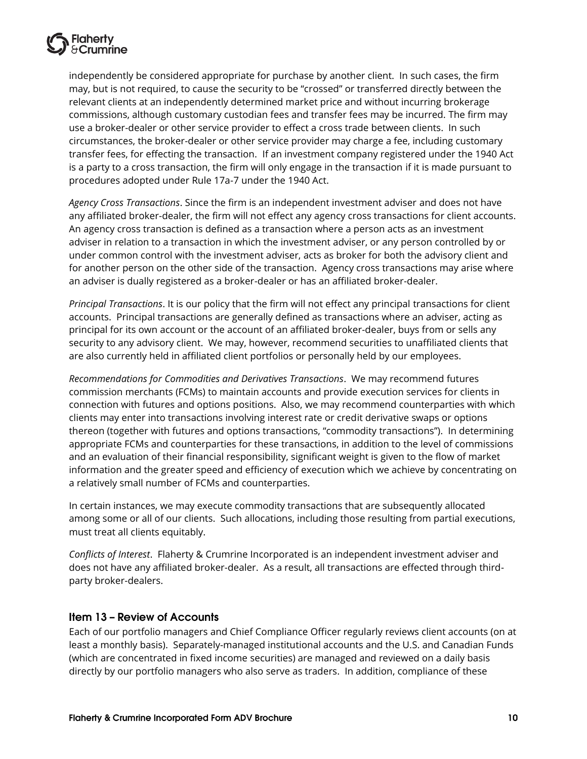independently be considered appropriate for purchase by another client. In such cases, the firm may, but is not required, to cause the security to be "crossed" or transferred directly between the relevant clients at an independently determined market price and without incurring brokerage commissions, although customary custodian fees and transfer fees may be incurred. The firm may use a broker-dealer or other service provider to effect a cross trade between clients. In such circumstances, the broker-dealer or other service provider may charge a fee, including customary transfer fees, for effecting the transaction. If an investment company registered under the 1940 Act is a party to a cross transaction, the firm will only engage in the transaction if it is made pursuant to procedures adopted under Rule 17a-7 under the 1940 Act.

*Agency Cross Transactions*. Since the firm is an independent investment adviser and does not have any affiliated broker-dealer, the firm will not effect any agency cross transactions for client accounts. An agency cross transaction is defined as a transaction where a person acts as an investment adviser in relation to a transaction in which the investment adviser, or any person controlled by or under common control with the investment adviser, acts as broker for both the advisory client and for another person on the other side of the transaction. Agency cross transactions may arise where an adviser is dually registered as a broker-dealer or has an affiliated broker-dealer.

*Principal Transactions*. It is our policy that the firm will not effect any principal transactions for client accounts. Principal transactions are generally defined as transactions where an adviser, acting as principal for its own account or the account of an affiliated broker-dealer, buys from or sells any security to any advisory client. We may, however, recommend securities to unaffiliated clients that are also currently held in affiliated client portfolios or personally held by our employees.

*Recommendations for Commodities and Derivatives Transactions*. We may recommend futures commission merchants (FCMs) to maintain accounts and provide execution services for clients in connection with futures and options positions. Also, we may recommend counterparties with which clients may enter into transactions involving interest rate or credit derivative swaps or options thereon (together with futures and options transactions, "commodity transactions"). In determining appropriate FCMs and counterparties for these transactions, in addition to the level of commissions and an evaluation of their financial responsibility, significant weight is given to the flow of market information and the greater speed and efficiency of execution which we achieve by concentrating on a relatively small number of FCMs and counterparties.

In certain instances, we may execute commodity transactions that are subsequently allocated among some or all of our clients. Such allocations, including those resulting from partial executions, must treat all clients equitably.

*Conflicts of Interest*. Flaherty & Crumrine Incorporated is an independent investment adviser and does not have any affiliated broker-dealer. As a result, all transactions are effected through third-party broker-dealers.

## Item 13 – Review of Accounts

Each of our portfolio managers and Chief Compliance Officer regularly reviews client accounts (on at least a monthly basis). Separately-managed institutional accounts and the U.S. and Canadian Funds (which are concentrated in fixed income securities) are managed and reviewed on a daily basis directly by our portfolio managers who also serve as traders. In addition, compliance of these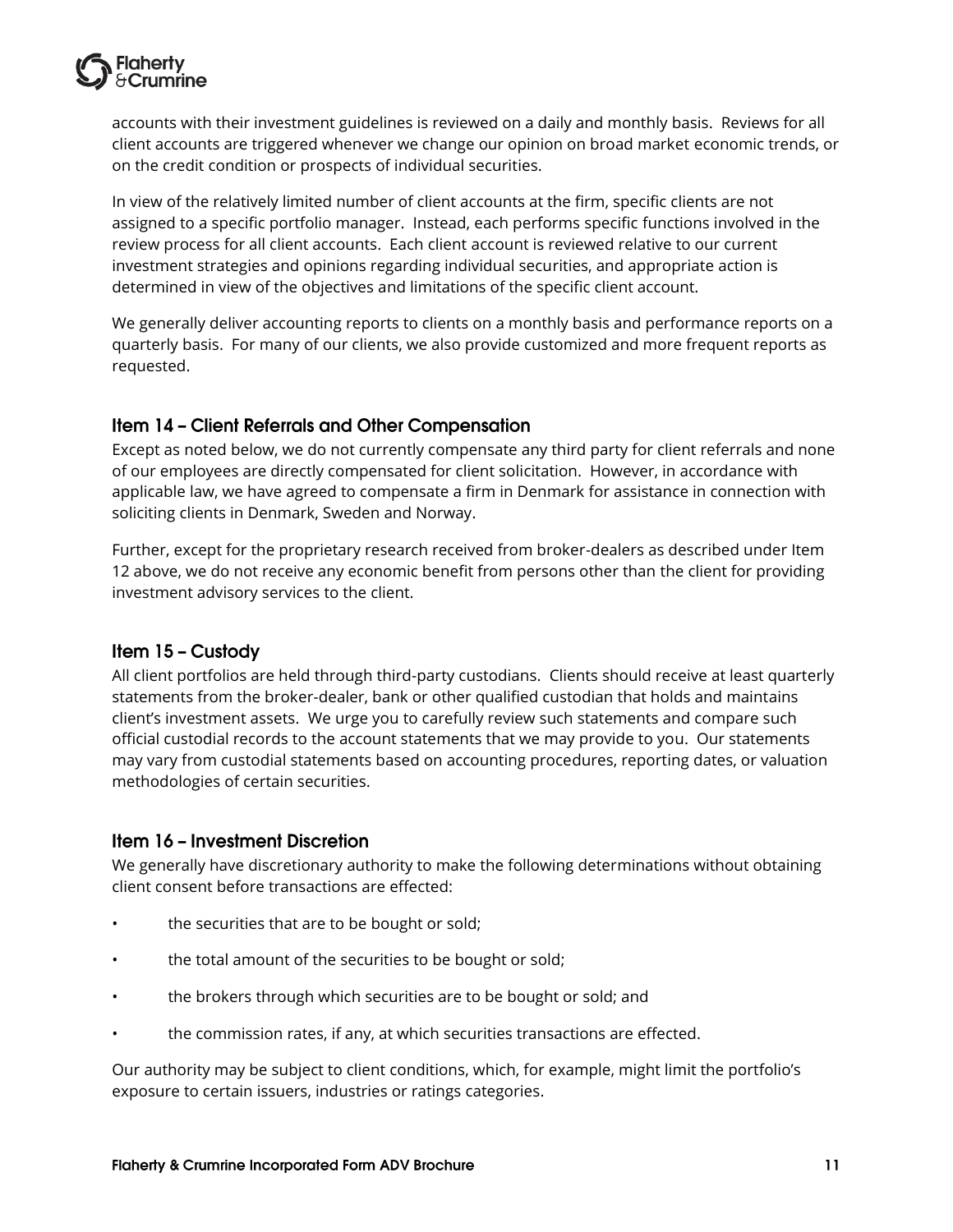accounts with their investment guidelines is reviewed on a daily and monthly basis. Reviews for all client accounts are triggered whenever we change our opinion on broad market economic trends, or on the credit condition or prospects of individual securities.

In view of the relatively limited number of client accounts at the firm, specific clients are not assigned to a specific portfolio manager. Instead, each performs specific functions involved in the review process for all client accounts. Each client account is reviewed relative to our current investment strategies and opinions regarding individual securities, and appropriate action is determined in view of the objectives and limitations of the specific client account.

We generally deliver accounting reports to clients on a monthly basis and performance reports on a quarterly basis. For many of our clients, we also provide customized and more frequent reports as requested.

## Item 14 – Client Referrals and Other Compensation

Except as noted below, we do not currently compensate any third party for client referrals and none of our employees are directly compensated for client solicitation. However, in accordance with applicable law, we have agreed to compensate a firm in Denmark for assistance in connection with soliciting clients in Denmark, Sweden and Norway.

Further, except for the proprietary research received from broker-dealers as described under Item 12 above, we do not receive any economic benefit from persons other than the client for providing investment advisory services to the client.

## Item 15 – Custody

All client portfolios are held through third-party custodians. Clients should receive at least quarterly statements from the broker-dealer, bank or other qualified custodian that holds and maintains client's investment assets. We urge you to carefully review such statements and compare such official custodial records to the account statements that we may provide to you. Our statements may vary from custodial statements based on accounting procedures, reporting dates, or valuation methodologies of certain securities.

## Item 16 – Investment Discretion

We generally have discretionary authority to make the following determinations without obtaining client consent before transactions are effected:

- the securities that are to be bought or sold;
- the total amount of the securities to be bought or sold;
- the brokers through which securities are to be bought or sold; and
- the commission rates, if any, at which securities transactions are effected.

Our authority may be subject to client conditions, which, for example, might limit the portfolio's exposure to certain issuers, industries or ratings categories.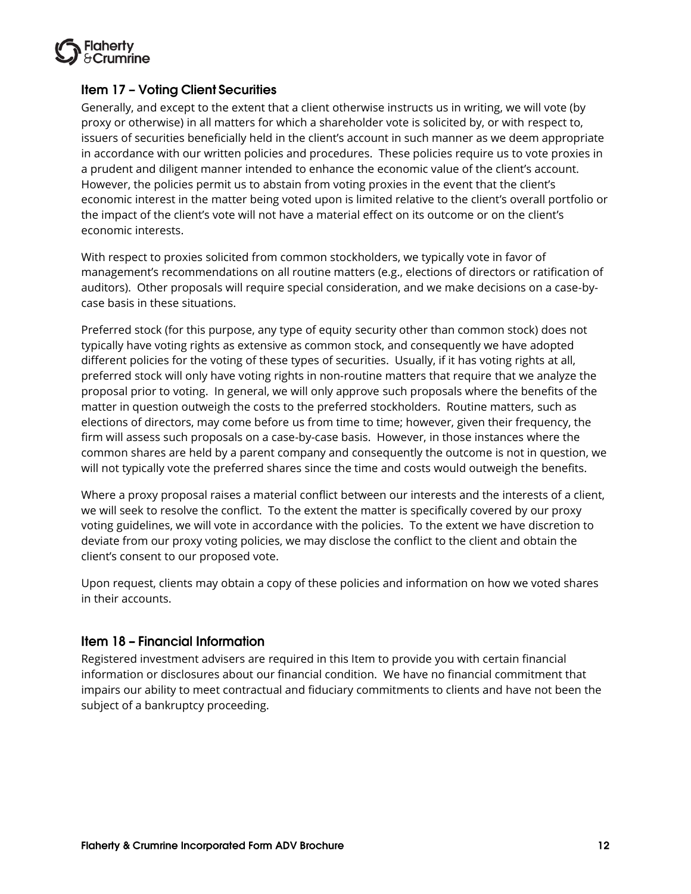## Item 17 – Voting Client Securities

Generally, and except to the extent that a client otherwise instructs us in writing, we will vote (by proxy or otherwise) in all matters for which a shareholder vote is solicited by, or with respect to, issuers of securities beneficially held in the client's account in such manner as we deem appropriate in accordance with our written policies and procedures. These policies require us to vote proxies in a prudent and diligent manner intended to enhance the economic value of the client's account. However, the policies permit us to abstain from voting proxies in the event that the client's economic interest in the matter being voted upon is limited relative to the client's overall portfolio or the impact of the client's vote will not have a material effect on its outcome or on the client's economic interests.

With respect to proxies solicited from common stockholders, we typically vote in favor of management's recommendations on all routine matters (e.g., elections of directors or ratification of auditors). Other proposals will require special consideration, and we make decisions on a case-by-case basis in these situations.

Preferred stock (for this purpose, any type of equity security other than common stock) does not typically have voting rights as extensive as common stock, and consequently we have adopted different policies for the voting of these types of securities. Usually, if it has voting rights at all, preferred stock will only have voting rights in non-routine matters that require that we analyze the proposal prior to voting. In general, we will only approve such proposals where the benefits of the matter in question outweigh the costs to the preferred stockholders. Routine matters, such as elections of directors, may come before us from time to time; however, given their frequency, the firm will assess such proposals on a case-by-case basis. However, in those instances where the common shares are held by a parent company and consequently the outcome is not in question, we will not typically vote the preferred shares since the time and costs would outweigh the benefits.

Where a proxy proposal raises a material conflict between our interests and the interests of a client, we will seek to resolve the conflict. To the extent the matter is specifically covered by our proxy voting guidelines, we will vote in accordance with the policies. To the extent we have discretion to deviate from our proxy voting policies, we may disclose the conflict to the client and obtain the client's consent to our proposed vote.

Upon request, clients may obtain a copy of these policies and information on how we voted shares in their accounts.

## Item 18 – Financial Information

Registered investment advisers are required in this Item to provide you with certain financial information or disclosures about our financial condition. We have no financial commitment that impairs our ability to meet contractual and fiduciary commitments to clients and have not been the subject of a bankruptcy proceeding.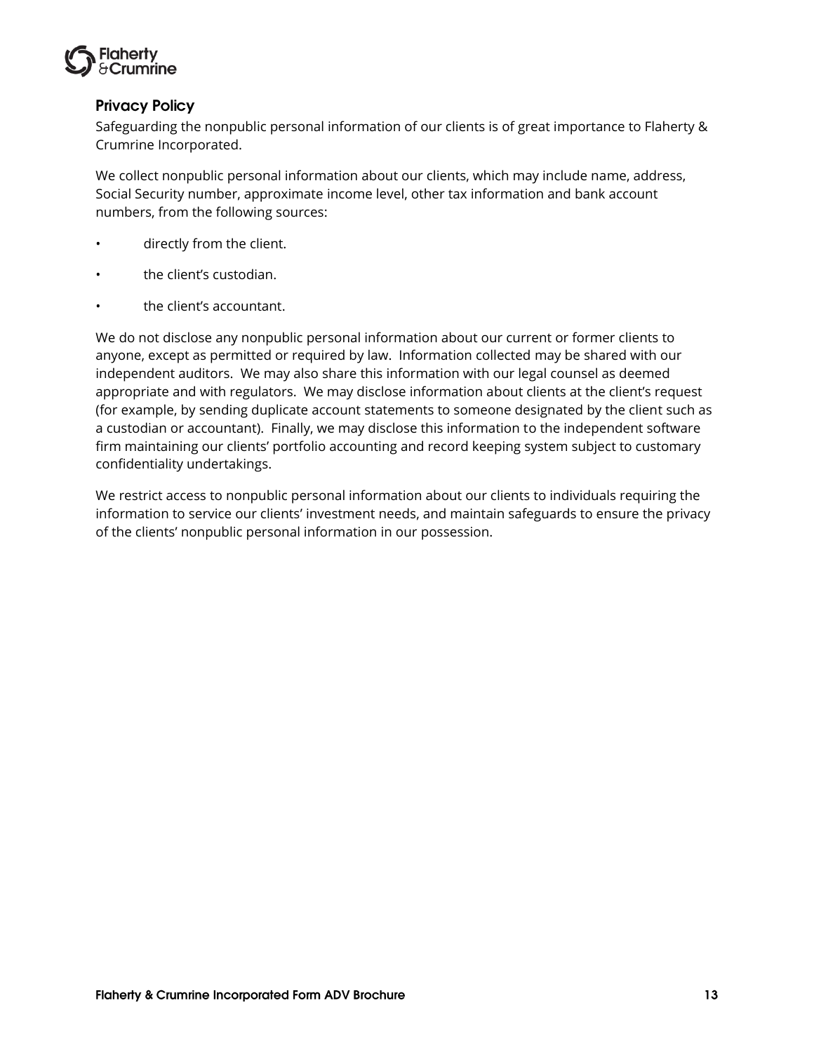## Privacy Policy

Safeguarding the nonpublic personal information of our clients is of great importance to Flaherty & Crumrine Incorporated.

We collect nonpublic personal information about our clients, which may include name, address, Social Security number, approximate income level, other tax information and bank account numbers, from the following sources:

- directly from the client.
- the client's custodian.
- the client's accountant.

We do not disclose any nonpublic personal information about our current or former clients to anyone, except as permitted or required by law. Information collected may be shared with our independent auditors. We may also share this information with our legal counsel as deemed appropriate and with regulators. We may disclose information about clients at the client's request (for example, by sending duplicate account statements to someone designated by the client such as a custodian or accountant). Finally, we may disclose this information to the independent software firm maintaining our clients' portfolio accounting and record keeping system subject to customary confidentiality undertakings.

We restrict access to nonpublic personal information about our clients to individuals requiring the information to service our clients' investment needs, and maintain safeguards to ensure the privacy of the clients' nonpublic personal information in our possession.